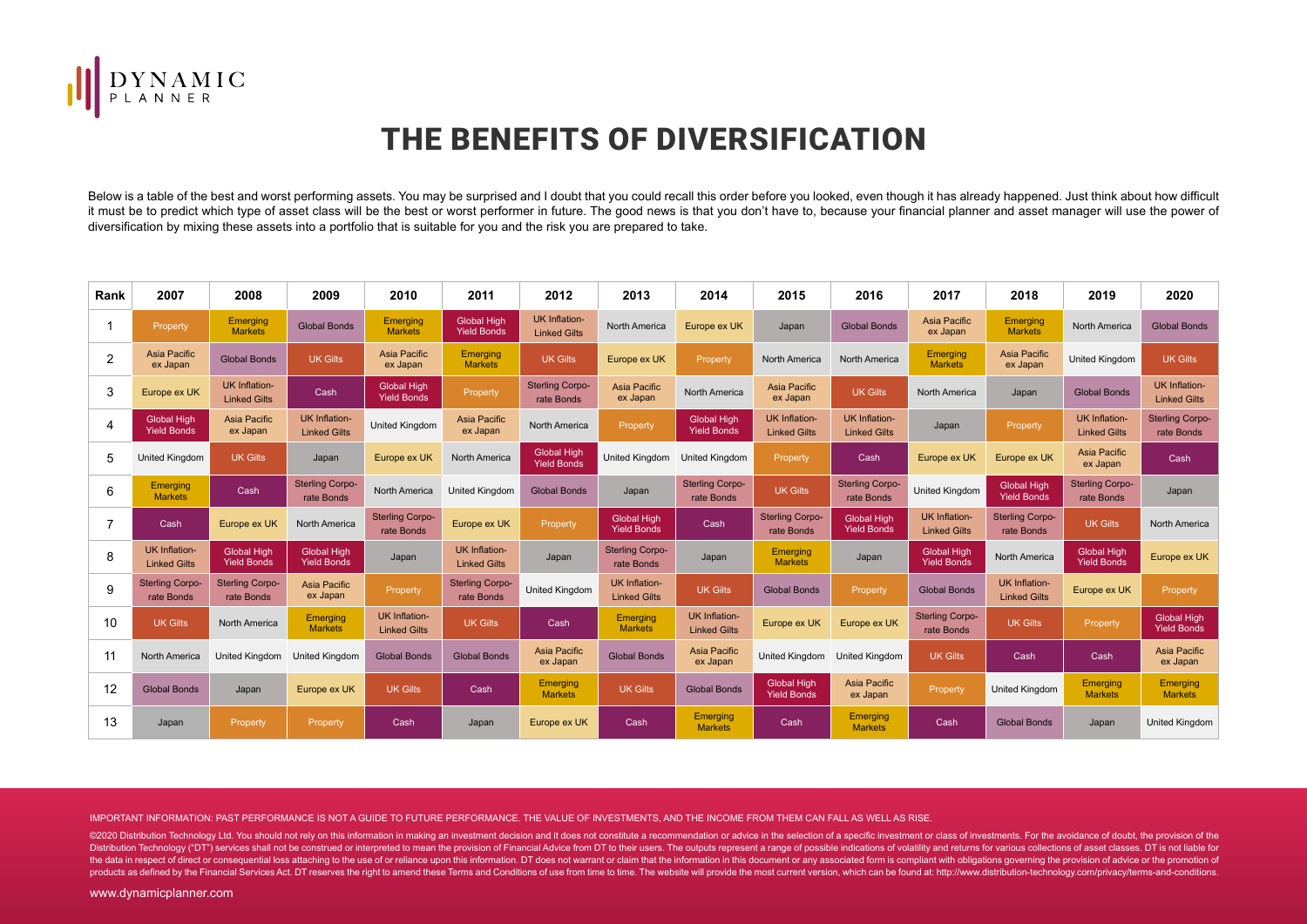DYNAMIC PLANNER

# THE BENEFITS OF DIVERSIFICATION

Below is a table of the best and worst performing assets. You may be surprised and I doubt that you could recall this order before you looked, even though it has already happened. Just think about how difficult it must be to predict which type of asset class will be the best or worst performer in future. The good news is that you don't have to, because your financial planner and asset manager will use the power of diversification by mixing these assets into a portfolio that is suitable for you and the risk you are prepared to take.

| Rank | 2007 | 2008 | 2009 | 2010 | 2011 | 2012 | 2013 | 2014 | 2015 | 2016 | 2017 | 2018 | 2019 | 2020 |
|---|---|---|---|---|---|---|---|---|---|---|---|---|---|---|
| 1 | Property | Emerging Markets | Global Bonds | Emerging Markets | Global High Yield Bonds | UK Inflation-Linked Gilts | North America | Europe ex UK | Japan | Global Bonds | Asia Pacific ex Japan | Emerging Markets | North America | Global Bonds |
| 2 | Asia Pacific ex Japan | Global Bonds | UK Gilts | Asia Pacific ex Japan | Emerging Markets | UK Gilts | Europe ex UK | Property | North America | North America | Emerging Markets | Asia Pacific ex Japan | United Kingdom | UK Gilts |
| 3 | Europe ex UK | UK Inflation-Linked Gilts | Cash | Global High Yield Bonds | Property | Sterling Corporate Bonds | Asia Pacific ex Japan | North America | Asia Pacific ex Japan | UK Gilts | North America | Japan | Global Bonds | UK Inflation-Linked Gilts |
| 4 | Global High Yield Bonds | Asia Pacific ex Japan | UK Inflation-Linked Gilts | United Kingdom | Asia Pacific ex Japan | North America | Property | Global High Yield Bonds | UK Inflation-Linked Gilts | UK Inflation-Linked Gilts | Japan | Property | UK Inflation-Linked Gilts | Sterling Corporate Bonds |
| 5 | United Kingdom | UK Gilts | Japan | Europe ex UK | North America | Global High Yield Bonds | United Kingdom | United Kingdom | Property | Cash | Europe ex UK | Europe ex UK | Asia Pacific ex Japan | Cash |
| 6 | Emerging Markets | Cash | Sterling Corporate Bonds | North America | United Kingdom | Global Bonds | Japan | Sterling Corporate Bonds | UK Gilts | Sterling Corporate Bonds | United Kingdom | Global High Yield Bonds | Sterling Corporate Bonds | Japan |
| 7 | Cash | Europe ex UK | North America | Sterling Corporate Bonds | Europe ex UK | Property | Global High Yield Bonds | Cash | Sterling Corporate Bonds | Global High Yield Bonds | UK Inflation-Linked Gilts | Sterling Corporate Bonds | UK Gilts | North America |
| 8 | UK Inflation-Linked Gilts | Global High Yield Bonds | Global High Yield Bonds | Japan | UK Inflation-Linked Gilts | Japan | Sterling Corporate Bonds | Japan | Emerging Markets | Japan | Global High Yield Bonds | North America | Global High Yield Bonds | Europe ex UK |
| 9 | Sterling Corporate Bonds | Sterling Corporate Bonds | Asia Pacific ex Japan | Property | Sterling Corporate Bonds | United Kingdom | UK Inflation-Linked Gilts | UK Gilts | Global Bonds | Property | Global Bonds | UK Inflation-Linked Gilts | Europe ex UK | Property |
| 10 | UK Gilts | North America | Emerging Markets | UK Inflation-Linked Gilts | UK Gilts | Cash | Emerging Markets | UK Inflation-Linked Gilts | Europe ex UK | Europe ex UK | Sterling Corporate Bonds | UK Gilts | Property | Global High Yield Bonds |
| 11 | North America | United Kingdom | United Kingdom | Global Bonds | Global Bonds | Asia Pacific ex Japan | Global Bonds | Asia Pacific ex Japan | United Kingdom | United Kingdom | UK Gilts | Cash | Cash | Asia Pacific ex Japan |
| 12 | Global Bonds | Japan | Europe ex UK | UK Gilts | Cash | Emerging Markets | UK Gilts | Global Bonds | Global High Yield Bonds | Asia Pacific ex Japan | Property | United Kingdom | Emerging Markets | Emerging Markets |
| 13 | Japan | Property | Property | Cash | Japan | Europe ex UK | Cash | Emerging Markets | Cash | Emerging Markets | Cash | Global Bonds | Japan | United Kingdom |

IMPORTANT INFORMATION: PAST PERFORMANCE IS NOT A GUIDE TO FUTURE PERFORMANCE. THE VALUE OF INVESTMENTS, AND THE INCOME FROM THEM CAN FALL AS WELL AS RISE.

©2020 Distribution Technology Ltd. You should not rely on this information in making an investment decision and it does not constitute a recommendation or advice in the selection of a specific investment or class of investments. For the avoidance of doubt, the provision of the Distribution Technology ("DT") services shall not be construed or interpreted to mean the provision of Financial Advice from DT to their users. The outputs represent a range of possible indications of volatility and returns for various collections of asset classes. DT is not liable for the data in respect of direct or consequential loss attaching to the use of or reliance upon this information. DT does not warrant or claim that the information in this document or any associated form is compliant with obligations governing the provision of advice or the promotion of products as defined by the Financial Services Act. DT reserves the right to amend these Terms and Conditions of use from time to time. The website will provide the most current version, which can be found at: http://www.distribution-technology.com/privacy/terms-and-conditions.

www.dynamicplanner.com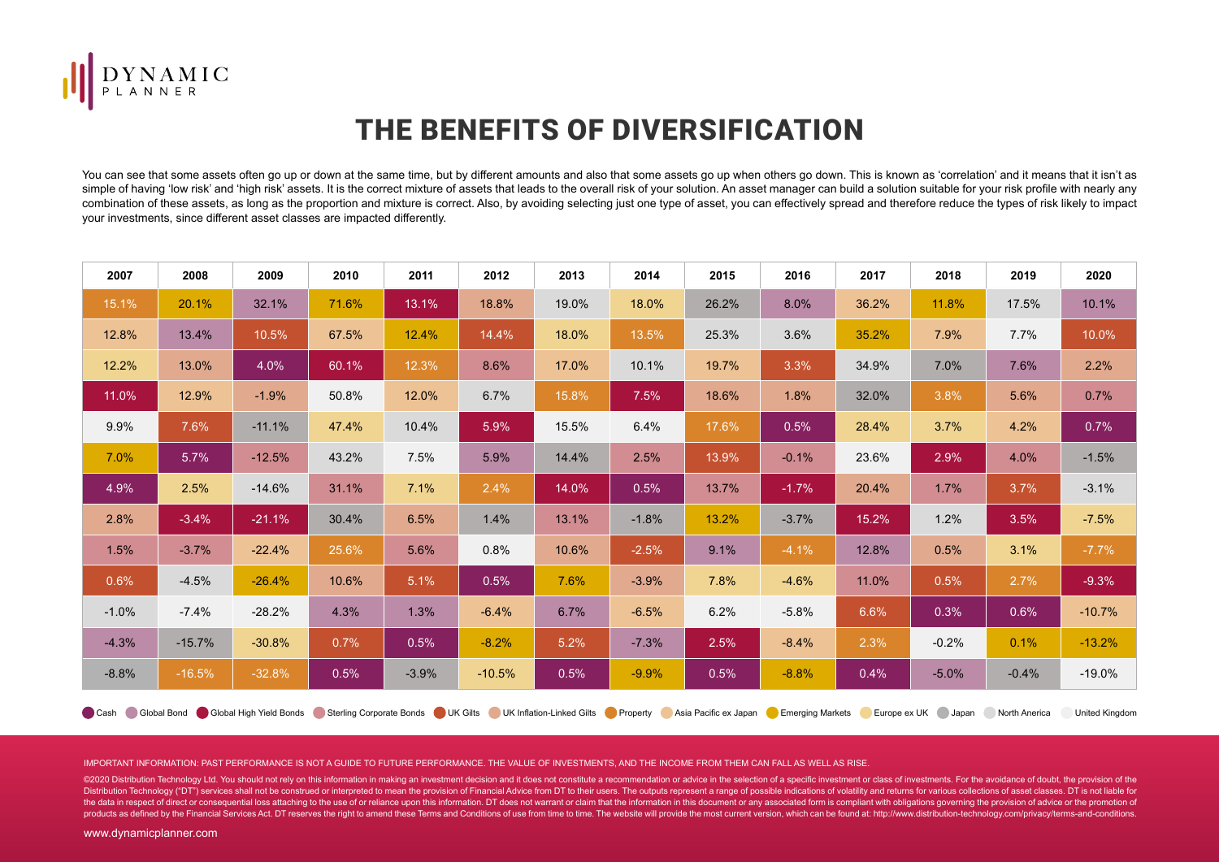# THE BENEFITS OF DIVERSIFICATION

You can see that some assets often go up or down at the same time, but by different amounts and also that some assets go up when others go down. This is known as 'correlation' and it means that it isn't as simple of having 'low risk' and 'high risk' assets. It is the correct mixture of assets that leads to the overall risk of your solution. An asset manager can build a solution suitable for your risk profile with nearly any combination of these assets, as long as the proportion and mixture is correct. Also, by avoiding selecting just one type of asset, you can effectively spread and therefore reduce the types of risk likely to impact your investments, since different asset classes are impacted differently.

| 2007 | 2008 | 2009 | 2010 | 2011 | 2012 | 2013 | 2014 | 2015 | 2016 | 2017 | 2018 | 2019 | 2020 |
|---|---|---|---|---|---|---|---|---|---|---|---|---|---|
| 15.1% | 20.1% | 32.1% | 71.6% | 13.1% | 18.8% | 19.0% | 18.0% | 26.2% | 8.0% | 36.2% | 11.8% | 17.5% | 10.1% |
| 12.8% | 13.4% | 10.5% | 67.5% | 12.4% | 14.4% | 18.0% | 13.5% | 25.3% | 3.6% | 35.2% | 7.9% | 7.7% | 10.0% |
| 12.2% | 13.0% | 4.0% | 60.1% | 12.3% | 8.6% | 17.0% | 10.1% | 19.7% | 3.3% | 34.9% | 7.0% | 7.6% | 2.2% |
| 11.0% | 12.9% | -1.9% | 50.8% | 12.0% | 6.7% | 15.8% | 7.5% | 18.6% | 1.8% | 32.0% | 3.8% | 5.6% | 0.7% |
| 9.9% | 7.6% | -11.1% | 47.4% | 10.4% | 5.9% | 15.5% | 6.4% | 17.6% | 0.5% | 28.4% | 3.7% | 4.2% | 0.7% |
| 7.0% | 5.7% | -12.5% | 43.2% | 7.5% | 5.9% | 14.4% | 2.5% | 13.9% | -0.1% | 23.6% | 2.9% | 4.0% | -1.5% |
| 4.9% | 2.5% | -14.6% | 31.1% | 7.1% | 2.4% | 14.0% | 0.5% | 13.7% | -1.7% | 20.4% | 1.7% | 3.7% | -3.1% |
| 2.8% | -3.4% | -21.1% | 30.4% | 6.5% | 1.4% | 13.1% | -1.8% | 13.2% | -3.7% | 15.2% | 1.2% | 3.5% | -7.5% |
| 1.5% | -3.7% | -22.4% | 25.6% | 5.6% | 0.8% | 10.6% | -2.5% | 9.1% | -4.1% | 12.8% | 0.5% | 3.1% | -7.7% |
| 0.6% | -4.5% | -26.4% | 10.6% | 5.1% | 0.5% | 7.6% | -3.9% | 7.8% | -4.6% | 11.0% | 0.5% | 2.7% | -9.3% |
| -1.0% | -7.4% | -28.2% | 4.3% | 1.3% | -6.4% | 6.7% | -6.5% | 6.2% | -5.8% | 6.6% | 0.3% | 0.6% | -10.7% |
| -4.3% | -15.7% | -30.8% | 0.7% | 0.5% | -8.2% | 5.2% | -7.3% | 2.5% | -8.4% | 2.3% | -0.2% | 0.1% | -13.2% |
| -8.8% | -16.5% | -32.8% | 0.5% | -3.9% | -10.5% | 0.5% | -9.9% | 0.5% | -8.8% | 0.4% | -5.0% | -0.4% | -19.0% |

Cash · Global Bond · Global High Yield Bonds · Sterling Corporate Bonds · UK Gilts · UK Inflation-Linked Gilts · Property · Asia Pacific ex Japan · Emerging Markets · Europe ex UK · Japan · North Anerica · United Kingdom

IMPORTANT INFORMATION: PAST PERFORMANCE IS NOT A GUIDE TO FUTURE PERFORMANCE. THE VALUE OF INVESTMENTS, AND THE INCOME FROM THEM CAN FALL AS WELL AS RISE.

©2020 Distribution Technology Ltd. You should not rely on this information in making an investment decision and it does not constitute a recommendation or advice in the selection of a specific investment or class of investments. For the avoidance of doubt, the provision of the Distribution Technology ("DT") services shall not be construed or interpreted to mean the provision of Financial Advice from DT to their users. The outputs represent a range of possible indications of volatility and returns for various collections of asset classes. DT is not liable for the data in respect of direct or consequential loss attaching to the use of or reliance upon this information. DT does not warrant or claim that the information in this document or any associated form is compliant with obligations governing the provision of advice or the promotion of products as defined by the Financial Services Act. DT reserves the right to amend these Terms and Conditions of use from time to time. The website will provide the most current version, which can be found at: http://www.distribution-technology.com/privacy/terms-and-conditions.

www.dynamicplanner.com